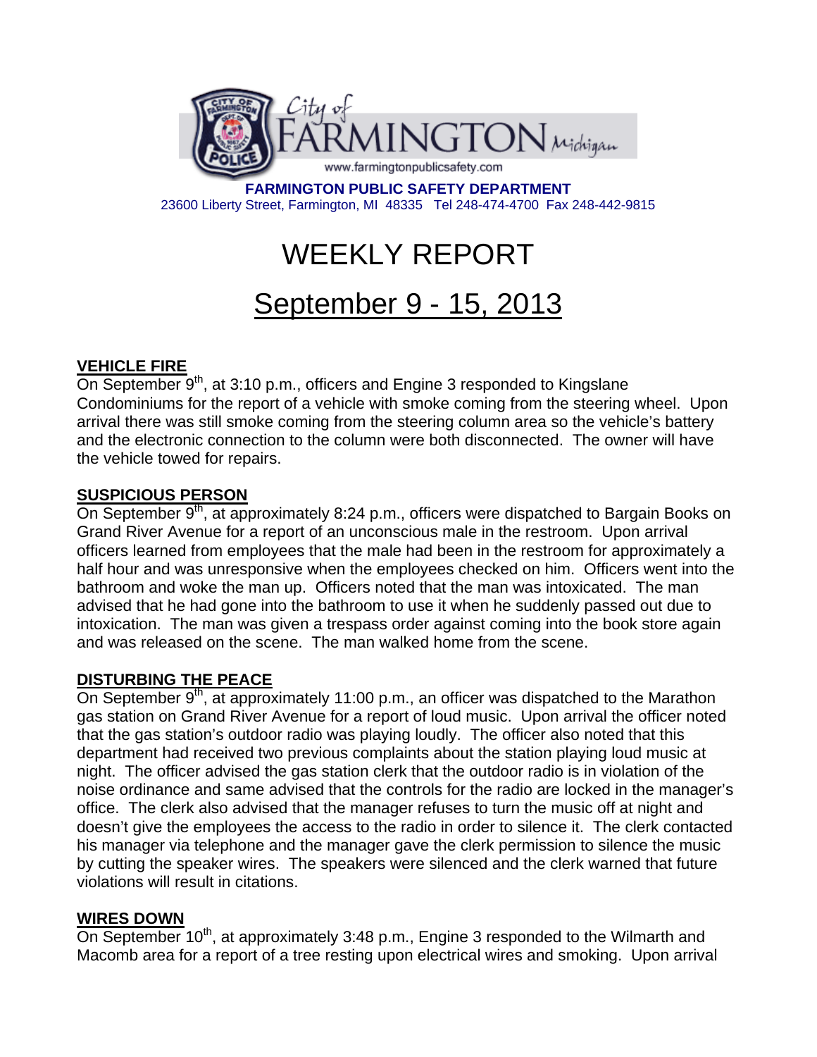City of FARMINGTON Michigan

www.farmingtonpublicsafety.com

**FARMINGTON PUBLIC SAFETY DEPARTMENT**

23600 Liberty Street, Farmington, MI 48335 Tel 248-474-4700 Fax 248-442-9815

# WEEKLY REPORT

# September 9 - 15, 2013

## VEHICLE FIRE

On September 9th, at 3:10 p.m., officers and Engine 3 responded to Kingslane Condominiums for the report of a vehicle with smoke coming from the steering wheel. Upon arrival there was still smoke coming from the steering column area so the vehicle's battery and the electronic connection to the column were both disconnected. The owner will have the vehicle towed for repairs.

## SUSPICIOUS PERSON

On September 9th, at approximately 8:24 p.m., officers were dispatched to Bargain Books on Grand River Avenue for a report of an unconscious male in the restroom. Upon arrival officers learned from employees that the male had been in the restroom for approximately a half hour and was unresponsive when the employees checked on him. Officers went into the bathroom and woke the man up. Officers noted that the man was intoxicated. The man advised that he had gone into the bathroom to use it when he suddenly passed out due to intoxication. The man was given a trespass order against coming into the book store again and was released on the scene. The man walked home from the scene.

## DISTURBING THE PEACE

On September 9th, at approximately 11:00 p.m., an officer was dispatched to the Marathon gas station on Grand River Avenue for a report of loud music. Upon arrival the officer noted that the gas station's outdoor radio was playing loudly. The officer also noted that this department had received two previous complaints about the station playing loud music at night. The officer advised the gas station clerk that the outdoor radio is in violation of the noise ordinance and same advised that the controls for the radio are locked in the manager's office. The clerk also advised that the manager refuses to turn the music off at night and doesn't give the employees the access to the radio in order to silence it. The clerk contacted his manager via telephone and the manager gave the clerk permission to silence the music by cutting the speaker wires. The speakers were silenced and the clerk warned that future violations will result in citations.

## WIRES DOWN

On September 10th, at approximately 3:48 p.m., Engine 3 responded to the Wilmarth and Macomb area for a report of a tree resting upon electrical wires and smoking. Upon arrival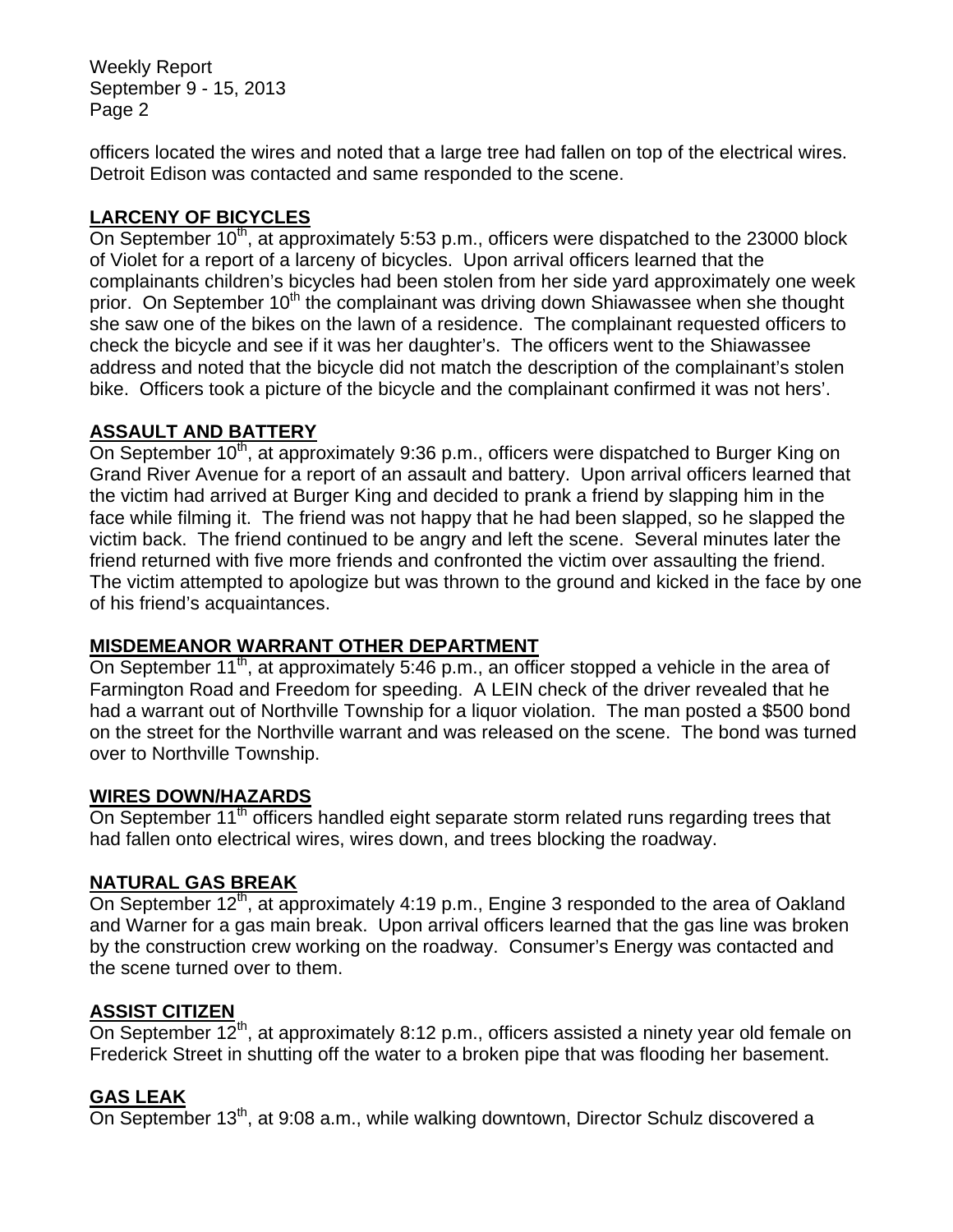officers located the wires and noted that a large tree had fallen on top of the electrical wires. Detroit Edison was contacted and same responded to the scene.

## LARCENY OF BICYCLES

On September 10th, at approximately 5:53 p.m., officers were dispatched to the 23000 block of Violet for a report of a larceny of bicycles. Upon arrival officers learned that the complainants children's bicycles had been stolen from her side yard approximately one week prior. On September 10th the complainant was driving down Shiawassee when she thought she saw one of the bikes on the lawn of a residence. The complainant requested officers to check the bicycle and see if it was her daughter's. The officers went to the Shiawassee address and noted that the bicycle did not match the description of the complainant's stolen bike. Officers took a picture of the bicycle and the complainant confirmed it was not hers'.

## ASSAULT AND BATTERY

On September 10th, at approximately 9:36 p.m., officers were dispatched to Burger King on Grand River Avenue for a report of an assault and battery. Upon arrival officers learned that the victim had arrived at Burger King and decided to prank a friend by slapping him in the face while filming it. The friend was not happy that he had been slapped, so he slapped the victim back. The friend continued to be angry and left the scene. Several minutes later the friend returned with five more friends and confronted the victim over assaulting the friend. The victim attempted to apologize but was thrown to the ground and kicked in the face by one of his friend's acquaintances.

## MISDEMEANOR WARRANT OTHER DEPARTMENT

On September 11th, at approximately 5:46 p.m., an officer stopped a vehicle in the area of Farmington Road and Freedom for speeding. A LEIN check of the driver revealed that he had a warrant out of Northville Township for a liquor violation. The man posted a $500 bond on the street for the Northville warrant and was released on the scene. The bond was turned over to Northville Township.

## WIRES DOWN/HAZARDS

On September 11th officers handled eight separate storm related runs regarding trees that had fallen onto electrical wires, wires down, and trees blocking the roadway.

## NATURAL GAS BREAK

On September 12th, at approximately 4:19 p.m., Engine 3 responded to the area of Oakland and Warner for a gas main break. Upon arrival officers learned that the gas line was broken by the construction crew working on the roadway. Consumer's Energy was contacted and the scene turned over to them.

## ASSIST CITIZEN

On September 12th, at approximately 8:12 p.m., officers assisted a ninety year old female on Frederick Street in shutting off the water to a broken pipe that was flooding her basement.

## GAS LEAK

On September 13th, at 9:08 a.m., while walking downtown, Director Schulz discovered a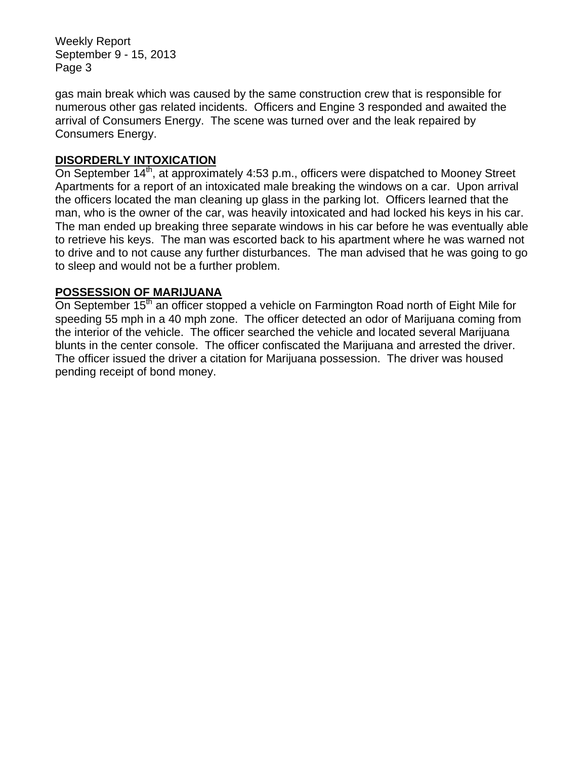gas main break which was caused by the same construction crew that is responsible for numerous other gas related incidents. Officers and Engine 3 responded and awaited the arrival of Consumers Energy. The scene was turned over and the leak repaired by Consumers Energy.

## DISORDERLY INTOXICATION

On September 14th, at approximately 4:53 p.m., officers were dispatched to Mooney Street Apartments for a report of an intoxicated male breaking the windows on a car. Upon arrival the officers located the man cleaning up glass in the parking lot. Officers learned that the man, who is the owner of the car, was heavily intoxicated and had locked his keys in his car. The man ended up breaking three separate windows in his car before he was eventually able to retrieve his keys. The man was escorted back to his apartment where he was warned not to drive and to not cause any further disturbances. The man advised that he was going to go to sleep and would not be a further problem.

## POSSESSION OF MARIJUANA

On September 15th an officer stopped a vehicle on Farmington Road north of Eight Mile for speeding 55 mph in a 40 mph zone. The officer detected an odor of Marijuana coming from the interior of the vehicle. The officer searched the vehicle and located several Marijuana blunts in the center console. The officer confiscated the Marijuana and arrested the driver. The officer issued the driver a citation for Marijuana possession. The driver was housed pending receipt of bond money.